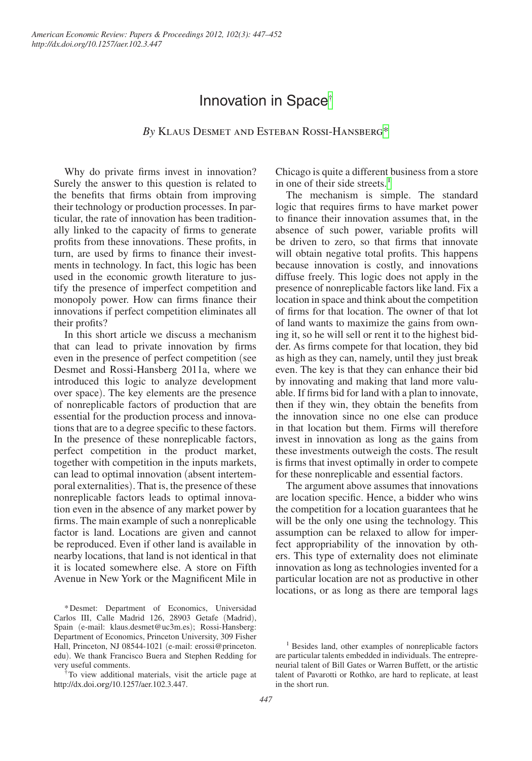# Innovation in Space[†]

*By* Klaus Desmet and Esteban Rossi-Hansberg[*]

Why do private firms invest in innovation? Surely the answer to this question is related to the benefits that firms obtain from improving their technology or production processes. In particular, the rate of innovation has been traditionally linked to the capacity of firms to generate profits from these innovations. These profits, in turn, are used by firms to finance their investments in technology. In fact, this logic has been used in the economic growth literature to justify the presence of imperfect competition and monopoly power. How can firms finance their innovations if perfect competition eliminates all their profits?

In this short article we discuss a mechanism that can lead to private innovation by firms even in the presence of perfect competition (see Desmet and Rossi-Hansberg 2011a, where we introduced this logic to analyze development over space). The key elements are the presence of nonreplicable factors of production that are essential for the production process and innovations that are to a degree specific to these factors. In the presence of these nonreplicable factors, perfect competition in the product market, together with competition in the inputs markets, can lead to optimal innovation (absent intertemporal externalities). That is, the presence of these nonreplicable factors leads to optimal innovation even in the absence of any market power by firms. The main example of such a nonreplicable factor is land. Locations are given and cannot be reproduced. Even if other land is available in nearby locations, that land is not identical in that it is located somewhere else. A store on Fifth Avenue in New York or the Magnificent Mile in Chicago is quite a different business from a store in one of their side streets.[1]

The mechanism is simple. The standard logic that requires firms to have market power to finance their innovation assumes that, in the absence of such power, variable profits will be driven to zero, so that firms that innovate will obtain negative total profits. This happens because innovation is costly, and innovations diffuse freely. This logic does not apply in the presence of nonreplicable factors like land. Fix a location in space and think about the competition of firms for that location. The owner of that lot of land wants to maximize the gains from owning it, so he will sell or rent it to the highest bidder. As firms compete for that location, they bid as high as they can, namely, until they just break even. The key is that they can enhance their bid by innovating and making that land more valuable. If firms bid for land with a plan to innovate, then if they win, they obtain the benefits from the innovation since no one else can produce in that location but them. Firms will therefore invest in innovation as long as the gains from these investments outweigh the costs. The result is firms that invest optimally in order to compete for these nonreplicable and essential factors.

The argument above assumes that innovations are location specific. Hence, a bidder who wins the competition for a location guarantees that he will be the only one using the technology. This assumption can be relaxed to allow for imperfect appropriability of the innovation by others. This type of externality does not eliminate innovation as long as technologies invented for a particular location are not as productive in other locations, or as long as there are temporal lags

---

[*] Desmet: Department of Economics, Universidad Carlos III, Calle Madrid 126, 28903 Getafe (Madrid), Spain (e-mail: klaus.desmet@uc3m.es); Rossi-Hansberg: Department of Economics, Princeton University, 309 Fisher Hall, Princeton, NJ 08544-1021 (e-mail: erossi@princeton.edu). We thank Francisco Buera and Stephen Redding for very useful comments.

[†] To view additional materials, visit the article page at http://dx.doi.org/10.1257/aer.102.3.447.

[1] Besides land, other examples of nonreplicable factors are particular talents embedded in individuals. The entrepreneurial talent of Bill Gates or Warren Buffett, or the artistic talent of Pavarotti or Rothko, are hard to replicate, at least in the short run.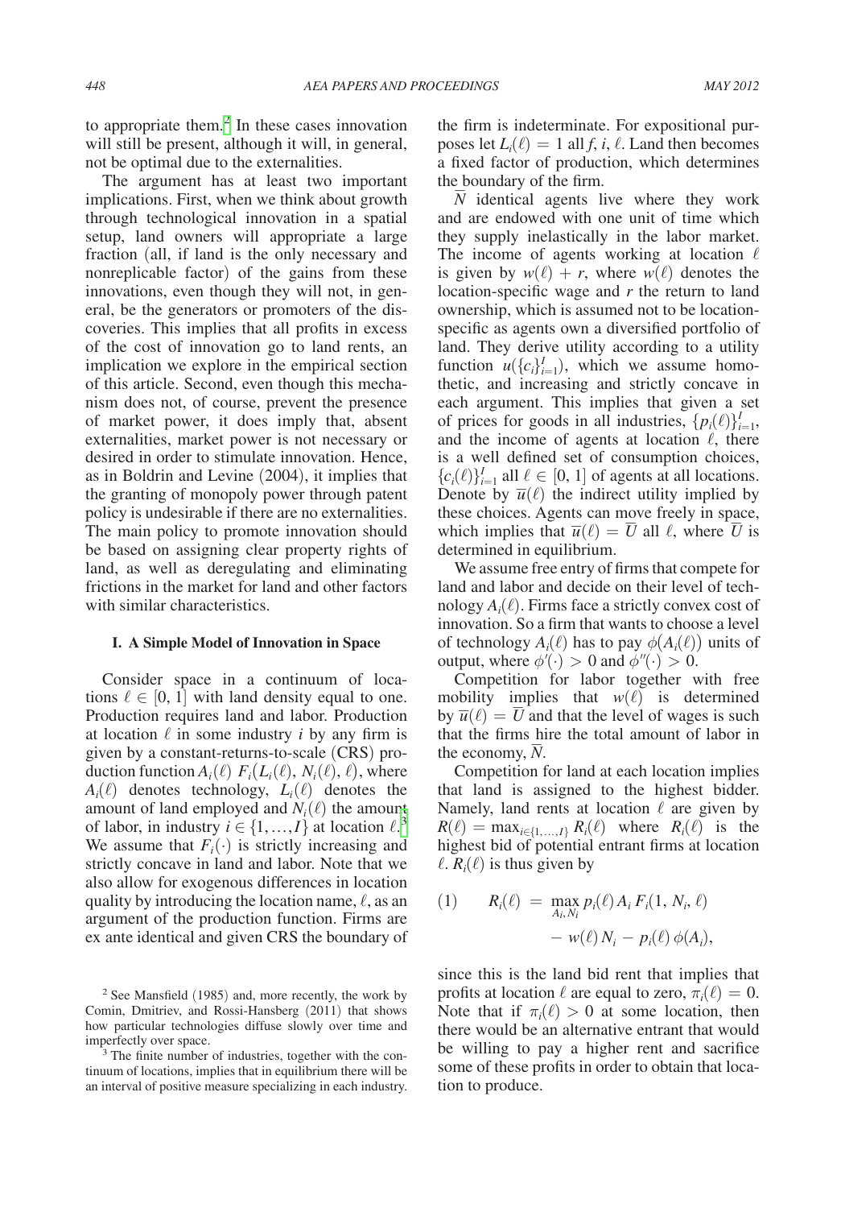to appropriate them.[2] In these cases innovation will still be present, although it will, in general, not be optimal due to the externalities.

The argument has at least two important implications. First, when we think about growth through technological innovation in a spatial setup, land owners will appropriate a large fraction (all, if land is the only necessary and nonreplicable factor) of the gains from these innovations, even though they will not, in general, be the generators or promoters of the discoveries. This implies that all profits in excess of the cost of innovation go to land rents, an implication we explore in the empirical section of this article. Second, even though this mechanism does not, of course, prevent the presence of market power, it does imply that, absent externalities, market power is not necessary or desired in order to stimulate innovation. Hence, as in Boldrin and Levine (2004), it implies that the granting of monopoly power through patent policy is undesirable if there are no externalities. The main policy to promote innovation should be based on assigning clear property rights of land, as well as deregulating and eliminating frictions in the market for land and other factors with similar characteristics.

## I. A Simple Model of Innovation in Space

Consider space in a continuum of locations $\ell \in [0, 1]$ with land density equal to one. Production requires land and labor. Production at location $\ell$ in some industry $i$ by any firm is given by a constant-returns-to-scale (CRS) production function $A_i(\ell)\, F_i(L_i(\ell), N_i(\ell), \ell)$, where $A_i(\ell)$ denotes technology, $L_i(\ell)$ denotes the amount of land employed and $N_i(\ell)$ the amount of labor, in industry $i \in \{1, \ldots, I\}$ at location $\ell$.[3] We assume that $F_i(\cdot)$ is strictly increasing and strictly concave in land and labor. Note that we also allow for exogenous differences in location quality by introducing the location name, $\ell$, as an argument of the production function. Firms are ex ante identical and given CRS the boundary of the firm is indeterminate. For expositional purposes let $L_i(\ell) = 1$ all $f$, $i$, $\ell$. Land then becomes a fixed factor of production, which determines the boundary of the firm.

$\bar{N}$ identical agents live where they work and are endowed with one unit of time which they supply inelastically in the labor market. The income of agents working at location $\ell$ is given by $w(\ell) + r$, where $w(\ell)$ denotes the location-specific wage and $r$ the return to land ownership, which is assumed not to be location-specific as agents own a diversified portfolio of land. They derive utility according to a utility function $u(\{c_i\}_{i=1}^{I})$, which we assume homothetic, and increasing and strictly concave in each argument. This implies that given a set of prices for goods in all industries, $\{p_i(\ell)\}_{i=1}^{I}$, and the income of agents at location $\ell$, there is a well defined set of consumption choices, $\{c_i(\ell)\}_{i=1}^{I}$ all $\ell \in [0, 1]$ of agents at all locations. Denote by $\bar{u}(\ell)$ the indirect utility implied by these choices. Agents can move freely in space, which implies that $\bar{u}(\ell) = \bar{U}$ all $\ell$, where $\bar{U}$ is determined in equilibrium.

We assume free entry of firms that compete for land and labor and decide on their level of technology $A_i(\ell)$. Firms face a strictly convex cost of innovation. So a firm that wants to choose a level of technology $A_i(\ell)$ has to pay $\phi(A_i(\ell))$ units of output, where $\phi'(\cdot) > 0$ and $\phi''(\cdot) > 0$.

Competition for labor together with free mobility implies that $w(\ell)$ is determined by $\bar{u}(\ell) = \bar{U}$ and that the level of wages is such that the firms hire the total amount of labor in the economy, $\bar{N}$.

Competition for land at each location implies that land is assigned to the highest bidder. Namely, land rents at location $\ell$ are given by $R(\ell) = \max_{i \in \{1, \ldots, I\}} R_i(\ell)$ where $R_i(\ell)$ is the highest bid of potential entrant firms at location $\ell$. $R_i(\ell)$ is thus given by

$$(1) \qquad R_i(\ell) = \max_{A_i, N_i} p_i(\ell)\, A_i\, F_i(1, N_i, \ell) - w(\ell)\, N_i - p_i(\ell)\, \phi(A_i),$$

since this is the land bid rent that implies that profits at location $\ell$ are equal to zero, $\pi_i(\ell) = 0$. Note that if $\pi_i(\ell) > 0$ at some location, then there would be an alternative entrant that would be willing to pay a higher rent and sacrifice some of these profits in order to obtain that location to produce.

[2] See Mansfield (1985) and, more recently, the work by Comin, Dmitriev, and Rossi-Hansberg (2011) that shows how particular technologies diffuse slowly over time and imperfectly over space.

[3] The finite number of industries, together with the continuum of locations, implies that in equilibrium there will be an interval of positive measure specializing in each industry.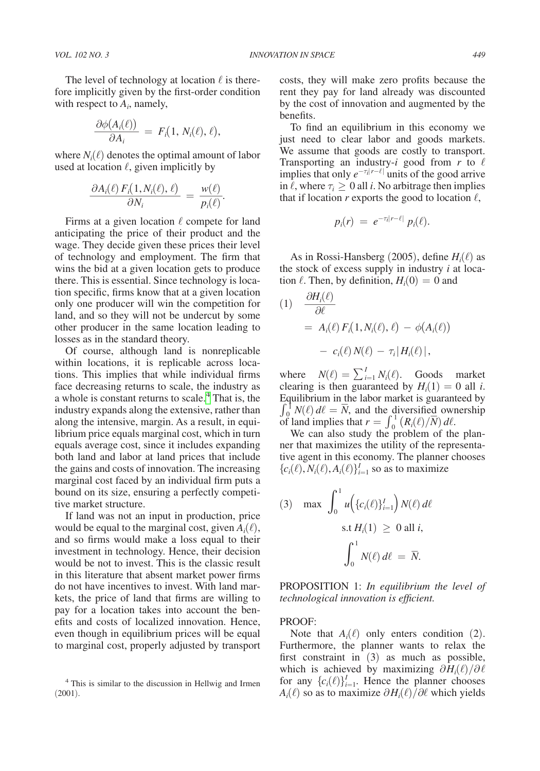The level of technology at location $\ell$ is therefore implicitly given by the first-order condition with respect to $A_i$, namely,

$$\frac{\partial \phi(A_i(\ell))}{\partial A_i} = F_i(1, N_i(\ell), \ell),$$

where $N_i(\ell)$ denotes the optimal amount of labor used at location $\ell$, given implicitly by

$$\frac{\partial A_i(\ell) F_i(1, N_i(\ell), \ell)}{\partial N_i} = \frac{w(\ell)}{p_i(\ell)}.$$

Firms at a given location $\ell$ compete for land anticipating the price of their product and the wage. They decide given these prices their level of technology and employment. The firm that wins the bid at a given location gets to produce there. This is essential. Since technology is location specific, firms know that at a given location only one producer will win the competition for land, and so they will not be undercut by some other producer in the same location leading to losses as in the standard theory.

Of course, although land is nonreplicable within locations, it is replicable across locations. This implies that while individual firms face decreasing returns to scale, the industry as a whole is constant returns to scale.[4] That is, the industry expands along the extensive, rather than along the intensive, margin. As a result, in equilibrium price equals marginal cost, which in turn equals average cost, since it includes expanding both land and labor at land prices that include the gains and costs of innovation. The increasing marginal cost faced by an individual firm puts a bound on its size, ensuring a perfectly competitive market structure.

If land was not an input in production, price would be equal to the marginal cost, given $A_i(\ell)$, and so firms would make a loss equal to their investment in technology. Hence, their decision would be not to invest. This is the classic result in this literature that absent market power firms do not have incentives to invest. With land markets, the price of land that firms are willing to pay for a location takes into account the benefits and costs of localized innovation. Hence, even though in equilibrium prices will be equal to marginal cost, properly adjusted by transport costs, they will make zero profits because the rent they pay for land already was discounted by the cost of innovation and augmented by the benefits.

To find an equilibrium in this economy we just need to clear labor and goods markets. We assume that goods are costly to transport. Transporting an industry-$i$ good from $r$ to $\ell$ implies that only $e^{-\tau_i |r-\ell|}$ units of the good arrive in $\ell$, where $\tau_i \geq 0$ all $i$. No arbitrage then implies that if location $r$ exports the good to location $\ell$,

$$p_i(r) = e^{-\tau_i |r-\ell|} p_i(\ell).$$

As in Rossi-Hansberg (2005), define $H_i(\ell)$ as the stock of excess supply in industry $i$ at location $\ell$. Then, by definition, $H_i(0) = 0$ and

$$(1) \quad \frac{\partial H_i(\ell)}{\partial \ell} = A_i(\ell) F_i(1, N_i(\ell), \ell) - \phi(A_i(\ell)) - c_i(\ell) N(\ell) - \tau_i |H_i(\ell)|,$$

where $N(\ell) = \sum_{i=1}^{I} N_i(\ell)$. Goods market clearing is then guaranteed by $H_i(1) = 0$ all $i$. Equilibrium in the labor market is guaranteed by $\int_0^1 N(\ell)\, d\ell = \overline{N}$, and the diversified ownership of land implies that $r = \int_0^1 (R_i(\ell)/\overline{N})\, d\ell$.

We can also study the problem of the planner that maximizes the utility of the representative agent in this economy. The planner chooses $\{c_i(\ell), N_i(\ell), A_i(\ell)\}_{i=1}^{I}$ so as to maximize

$$(3) \quad \max \int_0^1 u\left(\{c_i(\ell)\}_{i=1}^{I}\right) N(\ell)\, d\ell$$

$$\text{s.t } H_i(1) \geq 0 \text{ all } i,$$

$$\int_0^1 N(\ell)\, d\ell = \overline{N}.$$

PROPOSITION 1: *In equilibrium the level of technological innovation is efficient.*

PROOF:

Note that $A_i(\ell)$ only enters condition (2). Furthermore, the planner wants to relax the first constraint in (3) as much as possible, which is achieved by maximizing $\partial H_i(\ell)/\partial \ell$ for any $\{c_i(\ell)\}_{i=1}^{I}$. Hence the planner chooses $A_i(\ell)$ so as to maximize $\partial H_i(\ell)/\partial \ell$ which yields

[4] This is similar to the discussion in Hellwig and Irmen (2001).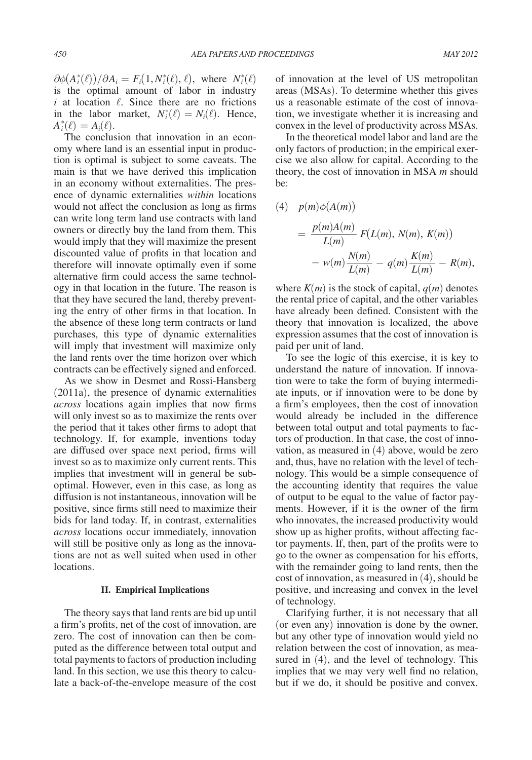$\partial \phi(A_i^*(\ell))/\partial A_i = F_i(1, N_i^*(\ell), \ell)$, where $N_i^*(\ell)$ is the optimal amount of labor in industry $i$ at location $\ell$. Since there are no frictions in the labor market, $N_i^*(\ell) = N_i(\ell)$. Hence, $A_i^*(\ell) = A_i(\ell)$.

The conclusion that innovation in an economy where land is an essential input in production is optimal is subject to some caveats. The main is that we have derived this implication in an economy without externalities. The presence of dynamic externalities *within* locations would not affect the conclusion as long as firms can write long term land use contracts with land owners or directly buy the land from them. This would imply that they will maximize the present discounted value of profits in that location and therefore will innovate optimally even if some alternative firm could access the same technology in that location in the future. The reason is that they have secured the land, thereby preventing the entry of other firms in that location. In the absence of these long term contracts or land purchases, this type of dynamic externalities will imply that investment will maximize only the land rents over the time horizon over which contracts can be effectively signed and enforced.

As we show in Desmet and Rossi-Hansberg (2011a), the presence of dynamic externalities *across* locations again implies that now firms will only invest so as to maximize the rents over the period that it takes other firms to adopt that technology. If, for example, inventions today are diffused over space next period, firms will invest so as to maximize only current rents. This implies that investment will in general be suboptimal. However, even in this case, as long as diffusion is not instantaneous, innovation will be positive, since firms still need to maximize their bids for land today. If, in contrast, externalities *across* locations occur immediately, innovation will still be positive only as long as the innovations are not as well suited when used in other locations.

## II. Empirical Implications

The theory says that land rents are bid up until a firm's profits, net of the cost of innovation, are zero. The cost of innovation can then be computed as the difference between total output and total payments to factors of production including land. In this section, we use this theory to calculate a back-of-the-envelope measure of the cost of innovation at the level of US metropolitan areas (MSAs). To determine whether this gives us a reasonable estimate of the cost of innovation, we investigate whether it is increasing and convex in the level of productivity across MSAs.

In the theoretical model labor and land are the only factors of production; in the empirical exercise we also allow for capital. According to the theory, the cost of innovation in MSA $m$ should be:

$$(4) \quad p(m)\phi(A(m)) = \frac{p(m)A(m)}{L(m)} F(L(m), N(m), K(m)) - w(m)\frac{N(m)}{L(m)} - q(m)\frac{K(m)}{L(m)} - R(m),$$

where $K(m)$ is the stock of capital, $q(m)$ denotes the rental price of capital, and the other variables have already been defined. Consistent with the theory that innovation is localized, the above expression assumes that the cost of innovation is paid per unit of land.

To see the logic of this exercise, it is key to understand the nature of innovation. If innovation were to take the form of buying intermediate inputs, or if innovation were to be done by a firm's employees, then the cost of innovation would already be included in the difference between total output and total payments to factors of production. In that case, the cost of innovation, as measured in (4) above, would be zero and, thus, have no relation with the level of technology. This would be a simple consequence of the accounting identity that requires the value of output to be equal to the value of factor payments. However, if it is the owner of the firm who innovates, the increased productivity would show up as higher profits, without affecting factor payments. If, then, part of the profits were to go to the owner as compensation for his efforts, with the remainder going to land rents, then the cost of innovation, as measured in (4), should be positive, and increasing and convex in the level of technology.

Clarifying further, it is not necessary that all (or even any) innovation is done by the owner, but any other type of innovation would yield no relation between the cost of innovation, as measured in (4), and the level of technology. This implies that we may very well find no relation, but if we do, it should be positive and convex.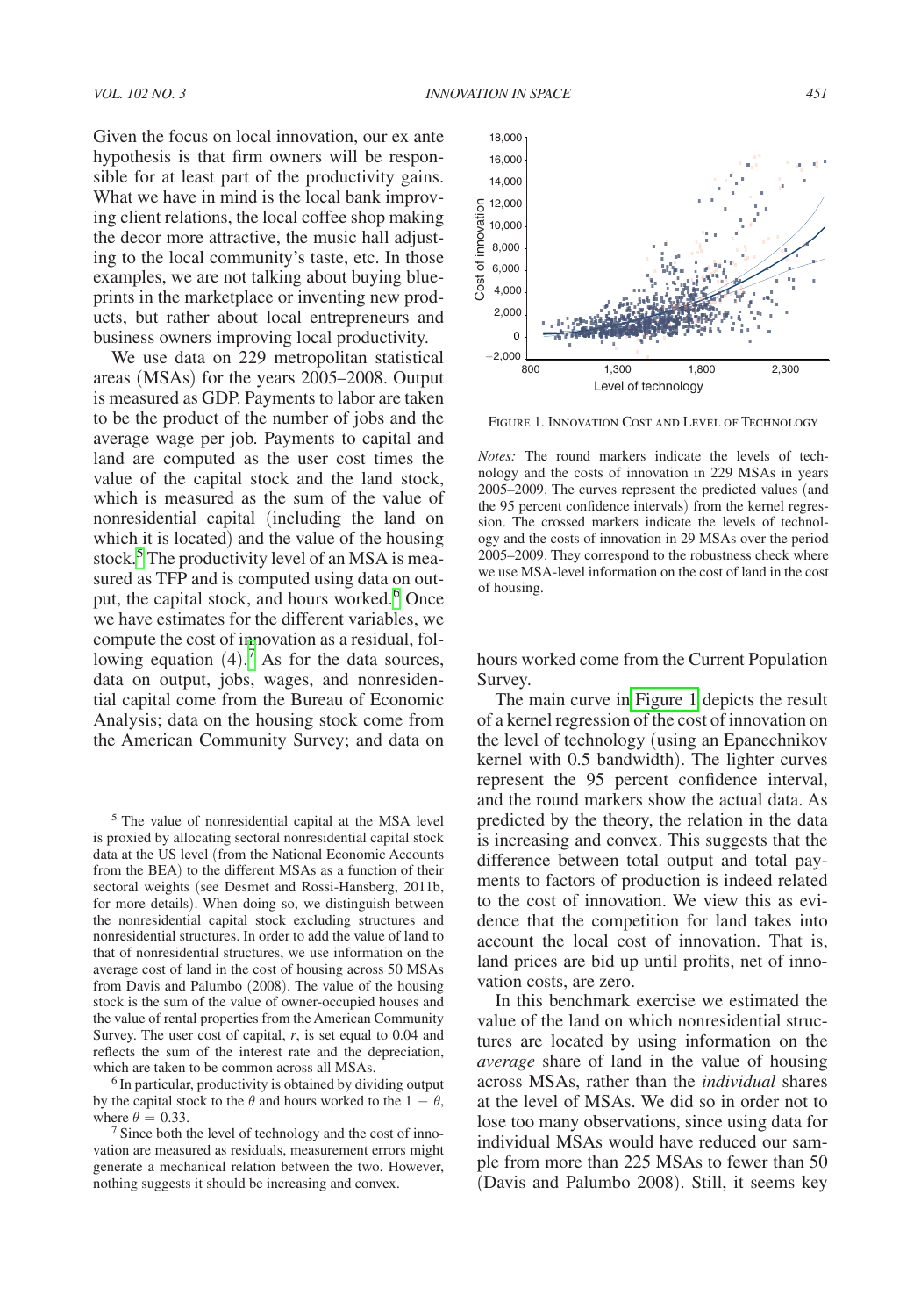Given the focus on local innovation, our ex ante hypothesis is that firm owners will be responsible for at least part of the productivity gains. What we have in mind is the local bank improving client relations, the local coffee shop making the decor more attractive, the music hall adjusting to the local community's taste, etc. In those examples, we are not talking about buying blueprints in the marketplace or inventing new products, but rather about local entrepreneurs and business owners improving local productivity.

We use data on 229 metropolitan statistical areas (MSAs) for the years 2005–2008. Output is measured as GDP. Payments to labor are taken to be the product of the number of jobs and the average wage per job. Payments to capital and land are computed as the user cost times the value of the capital stock and the land stock, which is measured as the sum of the value of nonresidential capital (including the land on which it is located) and the value of the housing stock.[5] The productivity level of an MSA is measured as TFP and is computed using data on output, the capital stock, and hours worked.[6] Once we have estimates for the different variables, we compute the cost of innovation as a residual, following equation (4).[7] As for the data sources, data on output, jobs, wages, and nonresidential capital come from the Bureau of Economic Analysis; data on the housing stock come from the American Community Survey; and data on hours worked come from the Current Population Survey.

FIGURE 1. INNOVATION COST AND LEVEL OF TECHNOLOGY

*Notes:* The round markers indicate the levels of technology and the costs of innovation in 229 MSAs in years 2005–2009. The curves represent the predicted values (and the 95 percent confidence intervals) from the kernel regression. The crossed markers indicate the levels of technology and the costs of innovation in 29 MSAs over the period 2005–2009. They correspond to the robustness check where we use MSA-level information on the cost of land in the cost of housing.

The main curve in Figure 1 depicts the result of a kernel regression of the cost of innovation on the level of technology (using an Epanechnikov kernel with 0.5 bandwidth). The lighter curves represent the 95 percent confidence interval, and the round markers show the actual data. As predicted by the theory, the relation in the data is increasing and convex. This suggests that the difference between total output and total payments to factors of production is indeed related to the cost of innovation. We view this as evidence that the competition for land takes into account the local cost of innovation. That is, land prices are bid up until profits, net of innovation costs, are zero.

In this benchmark exercise we estimated the value of the land on which nonresidential structures are located by using information on the *average* share of land in the value of housing across MSAs, rather than the *individual* shares at the level of MSAs. We did so in order not to lose too many observations, since using data for individual MSAs would have reduced our sample from more than 225 MSAs to fewer than 50 (Davis and Palumbo 2008). Still, it seems key

[5] The value of nonresidential capital at the MSA level is proxied by allocating sectoral nonresidential capital stock data at the US level (from the National Economic Accounts from the BEA) to the different MSAs as a function of their sectoral weights (see Desmet and Rossi-Hansberg, 2011b, for more details). When doing so, we distinguish between the nonresidential capital stock excluding structures and nonresidential structures. In order to add the value of land to that of nonresidential structures, we use information on the average cost of land in the cost of housing across 50 MSAs from Davis and Palumbo (2008). The value of the housing stock is the sum of the value of owner-occupied houses and the value of rental properties from the American Community Survey. The user cost of capital, $r$, is set equal to 0.04 and reflects the sum of the interest rate and the depreciation, which are taken to be common across all MSAs.

[6] In particular, productivity is obtained by dividing output by the capital stock to the $\theta$ and hours worked to the $1 - \theta$, where $\theta = 0.33$.

[7] Since both the level of technology and the cost of innovation are measured as residuals, measurement errors might generate a mechanical relation between the two. However, nothing suggests it should be increasing and convex.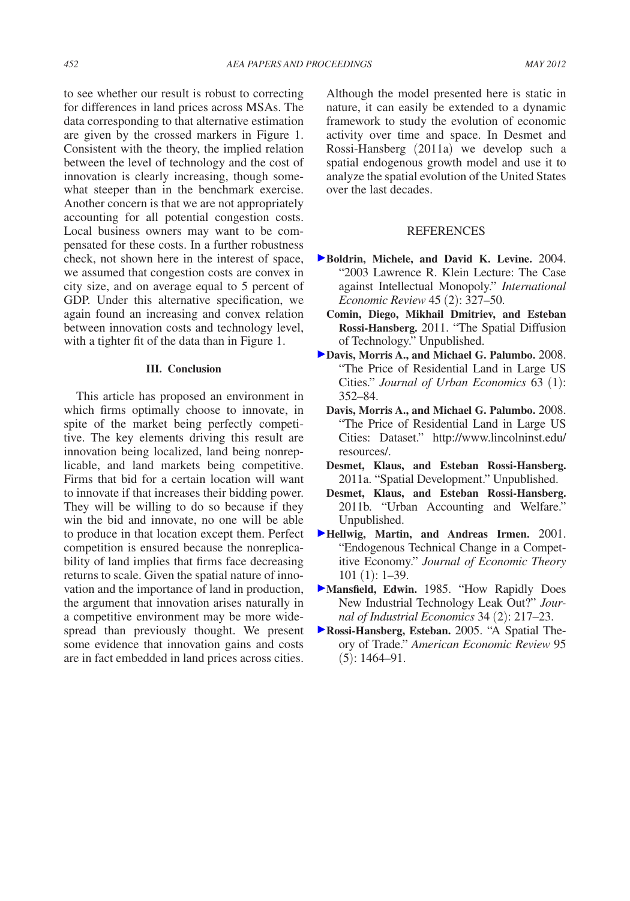to see whether our result is robust to correcting for differences in land prices across MSAs. The data corresponding to that alternative estimation are given by the crossed markers in Figure 1. Consistent with the theory, the implied relation between the level of technology and the cost of innovation is clearly increasing, though somewhat steeper than in the benchmark exercise. Another concern is that we are not appropriately accounting for all potential congestion costs. Local business owners may want to be compensated for these costs. In a further robustness check, not shown here in the interest of space, we assumed that congestion costs are convex in city size, and on average equal to 5 percent of GDP. Under this alternative specification, we again found an increasing and convex relation between innovation costs and technology level, with a tighter fit of the data than in Figure 1.

### III. Conclusion

This article has proposed an environment in which firms optimally choose to innovate, in spite of the market being perfectly competitive. The key elements driving this result are innovation being localized, land being nonreplicable, and land markets being competitive. Firms that bid for a certain location will want to innovate if that increases their bidding power. They will be willing to do so because if they win the bid and innovate, no one will be able to produce in that location except them. Perfect competition is ensured because the nonreplicability of land implies that firms face decreasing returns to scale. Given the spatial nature of innovation and the importance of land in production, the argument that innovation arises naturally in a competitive environment may be more widespread than previously thought. We present some evidence that innovation gains and costs are in fact embedded in land prices across cities. Although the model presented here is static in nature, it can easily be extended to a dynamic framework to study the evolution of economic activity over time and space. In Desmet and Rossi-Hansberg (2011a) we develop such a spatial endogenous growth model and use it to analyze the spatial evolution of the United States over the last decades.

### REFERENCES

**Boldrin, Michele, and David K. Levine.** 2004. "2003 Lawrence R. Klein Lecture: The Case against Intellectual Monopoly." *International Economic Review* 45 (2): 327–50.

**Comin, Diego, Mikhail Dmitriev, and Esteban Rossi-Hansberg.** 2011. "The Spatial Diffusion of Technology." Unpublished.

**Davis, Morris A., and Michael G. Palumbo.** 2008. "The Price of Residential Land in Large US Cities." *Journal of Urban Economics* 63 (1): 352–84.

**Davis, Morris A., and Michael G. Palumbo.** 2008. "The Price of Residential Land in Large US Cities: Dataset." http://www.lincolninst.edu/resources/.

**Desmet, Klaus, and Esteban Rossi-Hansberg.** 2011a. "Spatial Development." Unpublished.

**Desmet, Klaus, and Esteban Rossi-Hansberg.** 2011b. "Urban Accounting and Welfare." Unpublished.

**Hellwig, Martin, and Andreas Irmen.** 2001. "Endogenous Technical Change in a Competitive Economy." *Journal of Economic Theory* 101 (1): 1–39.

**Mansfield, Edwin.** 1985. "How Rapidly Does New Industrial Technology Leak Out?" *Journal of Industrial Economics* 34 (2): 217–23.

**Rossi-Hansberg, Esteban.** 2005. "A Spatial Theory of Trade." *American Economic Review* 95 (5): 1464–91.